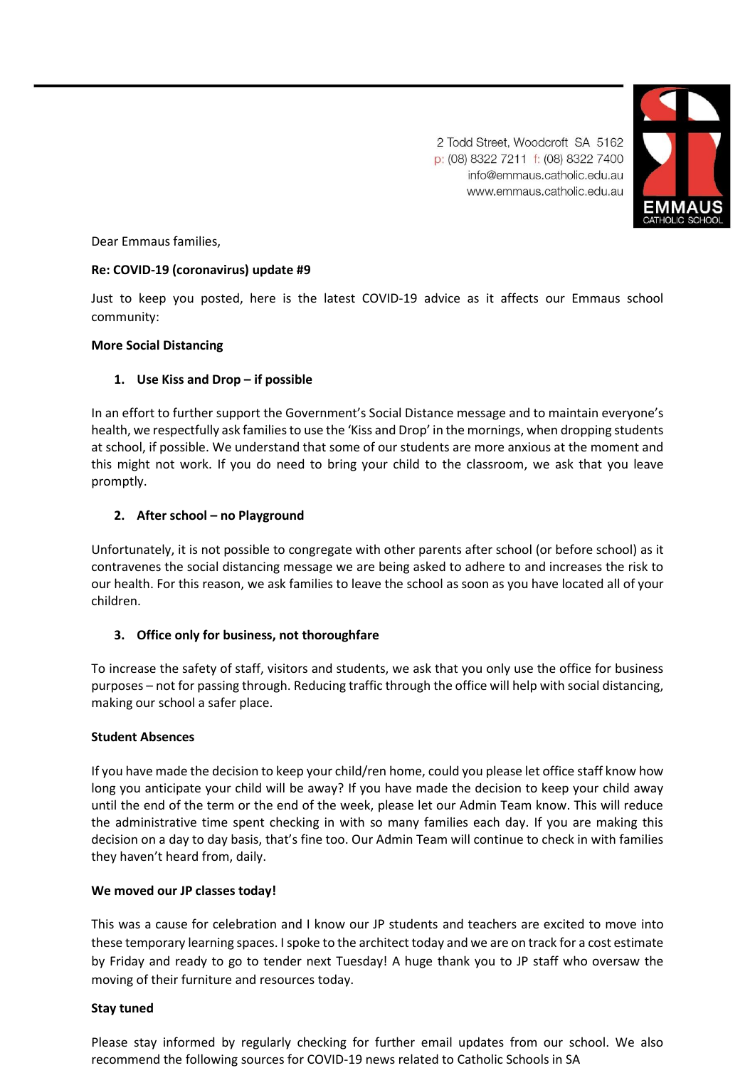2 Todd Street, Woodcroft SA 5162
p: (08) 8322 7211 f: (08) 8322 7400
info@emmaus.catholic.edu.au
www.emmaus.catholic.edu.au

EMMAUS CATHOLIC SCHOOL

Dear Emmaus families,

**Re: COVID-19 (coronavirus) update #9**

Just to keep you posted, here is the latest COVID-19 advice as it affects our Emmaus school community:

**More Social Distancing**

1. **Use Kiss and Drop – if possible**

In an effort to further support the Government's Social Distance message and to maintain everyone's health, we respectfully ask families to use the 'Kiss and Drop' in the mornings, when dropping students at school, if possible. We understand that some of our students are more anxious at the moment and this might not work. If you do need to bring your child to the classroom, we ask that you leave promptly.

2. **After school – no Playground**

Unfortunately, it is not possible to congregate with other parents after school (or before school) as it contravenes the social distancing message we are being asked to adhere to and increases the risk to our health. For this reason, we ask families to leave the school as soon as you have located all of your children.

3. **Office only for business, not thoroughfare**

To increase the safety of staff, visitors and students, we ask that you only use the office for business purposes – not for passing through. Reducing traffic through the office will help with social distancing, making our school a safer place.

**Student Absences**

If you have made the decision to keep your child/ren home, could you please let office staff know how long you anticipate your child will be away? If you have made the decision to keep your child away until the end of the term or the end of the week, please let our Admin Team know. This will reduce the administrative time spent checking in with so many families each day. If you are making this decision on a day to day basis, that's fine too. Our Admin Team will continue to check in with families they haven't heard from, daily.

**We moved our JP classes today!**

This was a cause for celebration and I know our JP students and teachers are excited to move into these temporary learning spaces. I spoke to the architect today and we are on track for a cost estimate by Friday and ready to go to tender next Tuesday! A huge thank you to JP staff who oversaw the moving of their furniture and resources today.

**Stay tuned**

Please stay informed by regularly checking for further email updates from our school. We also recommend the following sources for COVID-19 news related to Catholic Schools in SA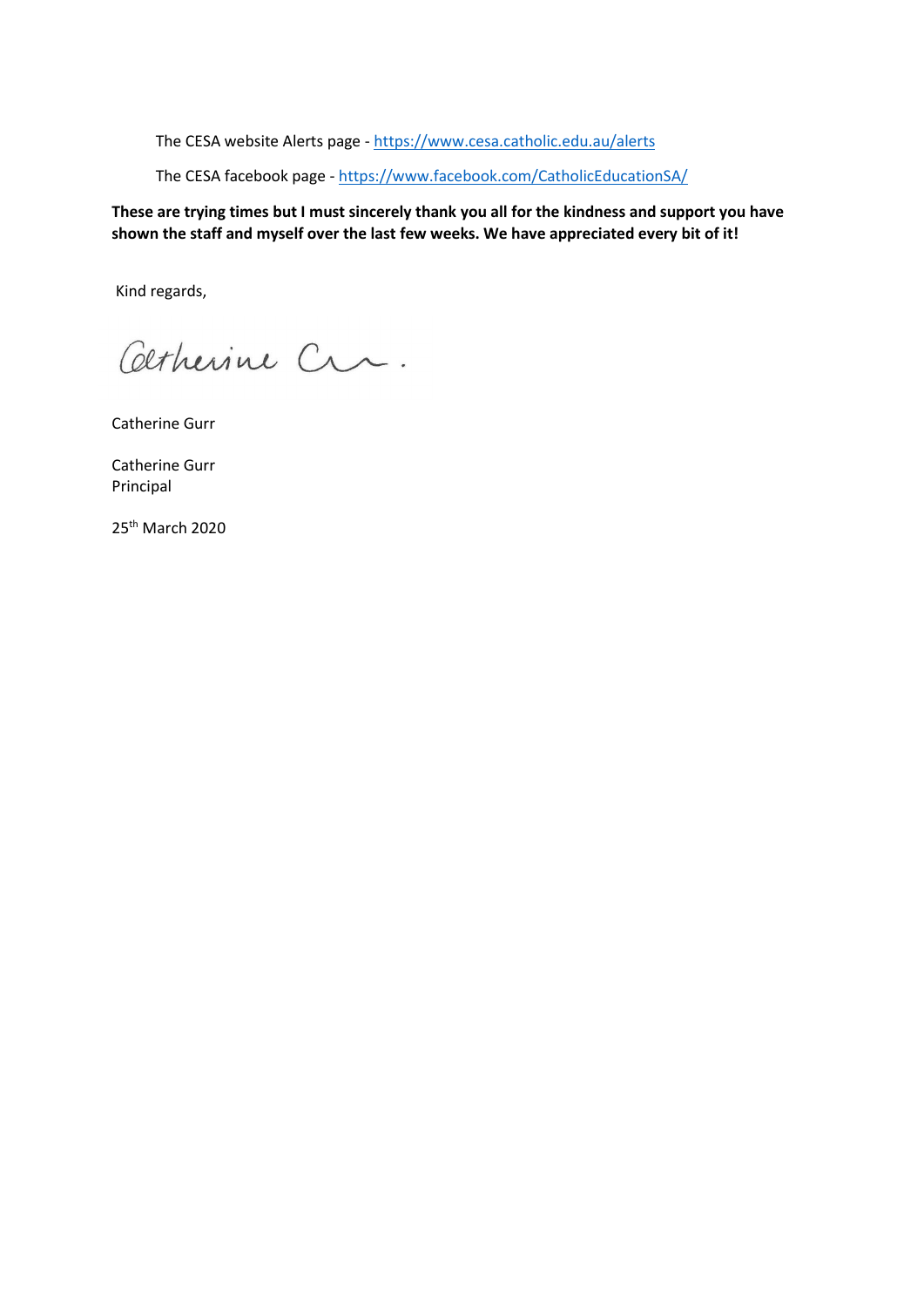The CESA website Alerts page - https://www.cesa.catholic.edu.au/alerts

The CESA facebook page - https://www.facebook.com/CatholicEducationSA/

**These are trying times but I must sincerely thank you all for the kindness and support you have shown the staff and myself over the last few weeks. We have appreciated every bit of it!**

Kind regards,

Catherine Gurr

Catherine Gurr
Principal

25th March 2020